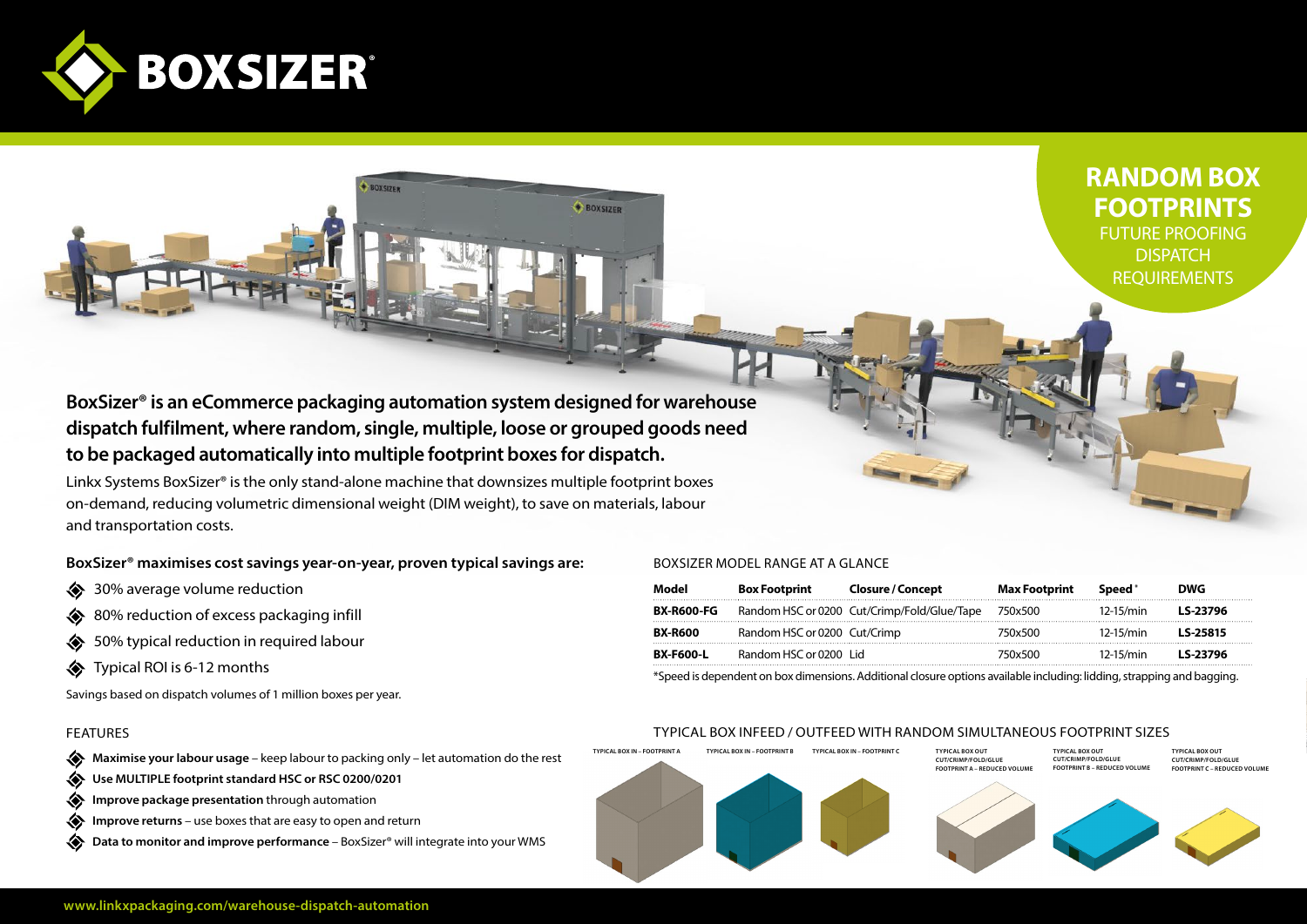# BOXSIZER®

## RANDOM BOX FOOTPRINTS

FUTURE PROOFING DISPATCH REQUIREMENTS

**BoxSizer® is an eCommerce packaging automation system designed for warehouse dispatch fulfilment, where random, single, multiple, loose or grouped goods need to be packaged automatically into multiple footprint boxes for dispatch.**

Linkx Systems BoxSizer® is the only stand-alone machine that downsizes multiple footprint boxes on-demand, reducing volumetric dimensional weight (DIM weight), to save on materials, labour and transportation costs.

**BoxSizer® maximises cost savings year-on-year, proven typical savings are:**

- 30% average volume reduction
- 80% reduction of excess packaging infill
- 50% typical reduction in required labour
- Typical ROI is 6-12 months

Savings based on dispatch volumes of 1 million boxes per year.

### FEATURES

- **Maximise your labour usage** – keep labour to packing only – let automation do the rest
- **Use MULTIPLE footprint standard HSC or RSC 0200/0201**
- **Improve package presentation** through automation
- **Improve returns** – use boxes that are easy to open and return
- **Data to monitor and improve performance** – BoxSizer® will integrate into your WMS

### BOXSIZER MODEL RANGE AT A GLANCE

| Model | Box Footprint | Closure / Concept | Max Footprint | Speed* | DWG |
|---|---|---|---|---|---|
| **BX-R600-FG** | Random HSC or 0200 | Cut/Crimp/Fold/Glue/Tape | 750x500 | 12-15/min | **LS-23796** |
| **BX-R600** | Random HSC or 0200 | Cut/Crimp | 750x500 | 12-15/min | **LS-25815** |
| **BX-F600-L** | Random HSC or 0200 | Lid | 750x500 | 12-15/min | **LS-23796** |

*Speed is dependent on box dimensions. Additional closure options available including: lidding, strapping and bagging.

### TYPICAL BOX INFEED / OUTFEED WITH RANDOM SIMULTANEOUS FOOTPRINT SIZES

TYPICAL BOX IN – FOOTPRINT A

TYPICAL BOX IN – FOOTPRINT B

TYPICAL BOX IN – FOOTPRINT C

TYPICAL BOX OUT CUT/CRIMP/FOLD/GLUE FOOTPRINT A – REDUCED VOLUME

TYPICAL BOX OUT CUT/CRIMP/FOLD/GLUE FOOTPRINT B – REDUCED VOLUME

TYPICAL BOX OUT CUT/CRIMP/FOLD/GLUE FOOTPRINT C – REDUCED VOLUME

www.linkxpackaging.com/warehouse-dispatch-automation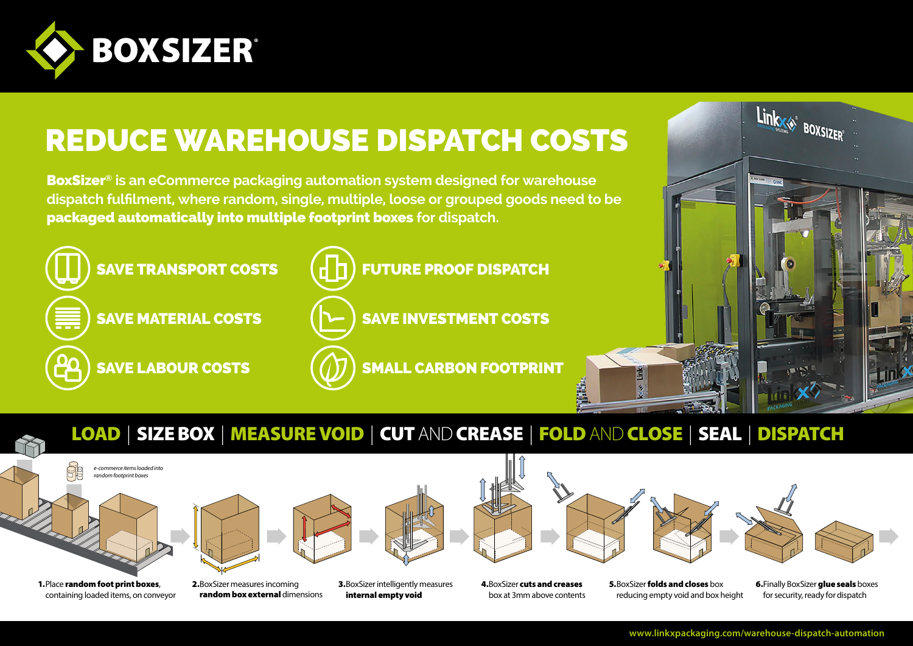# BOXSIZER®

## REDUCE WAREHOUSE DISPATCH COSTS

**BoxSizer®** is an eCommerce packaging automation system designed for warehouse dispatch fulfilment, where random, single, multiple, loose or grouped goods need to be **packaged automatically into multiple footprint boxes** for dispatch.

- **SAVE TRANSPORT COSTS**
- **SAVE MATERIAL COSTS**
- **SAVE LABOUR COSTS**
- **FUTURE PROOF DISPATCH**
- **SAVE INVESTMENT COSTS**
- **SMALL CARBON FOOTPRINT**

## LOAD | SIZE BOX | MEASURE VOID | CUT AND CREASE | FOLD AND CLOSE | SEAL | DISPATCH

*e-commerce items loaded into random footprint boxes*

1. Place **random foot print boxes**, containing loaded items, on conveyor
2. BoxSizer measures incoming **random box external** dimensions
3. BoxSizer intelligently measures **internal empty void**
4. BoxSizer **cuts and creases** box at 3mm above contents
5. BoxSizer **folds and closes** box reducing empty void and box height
6. Finally BoxSizer **glue seals** boxes for security, ready for dispatch

www.linkxpackaging.com/warehouse-dispatch-automation